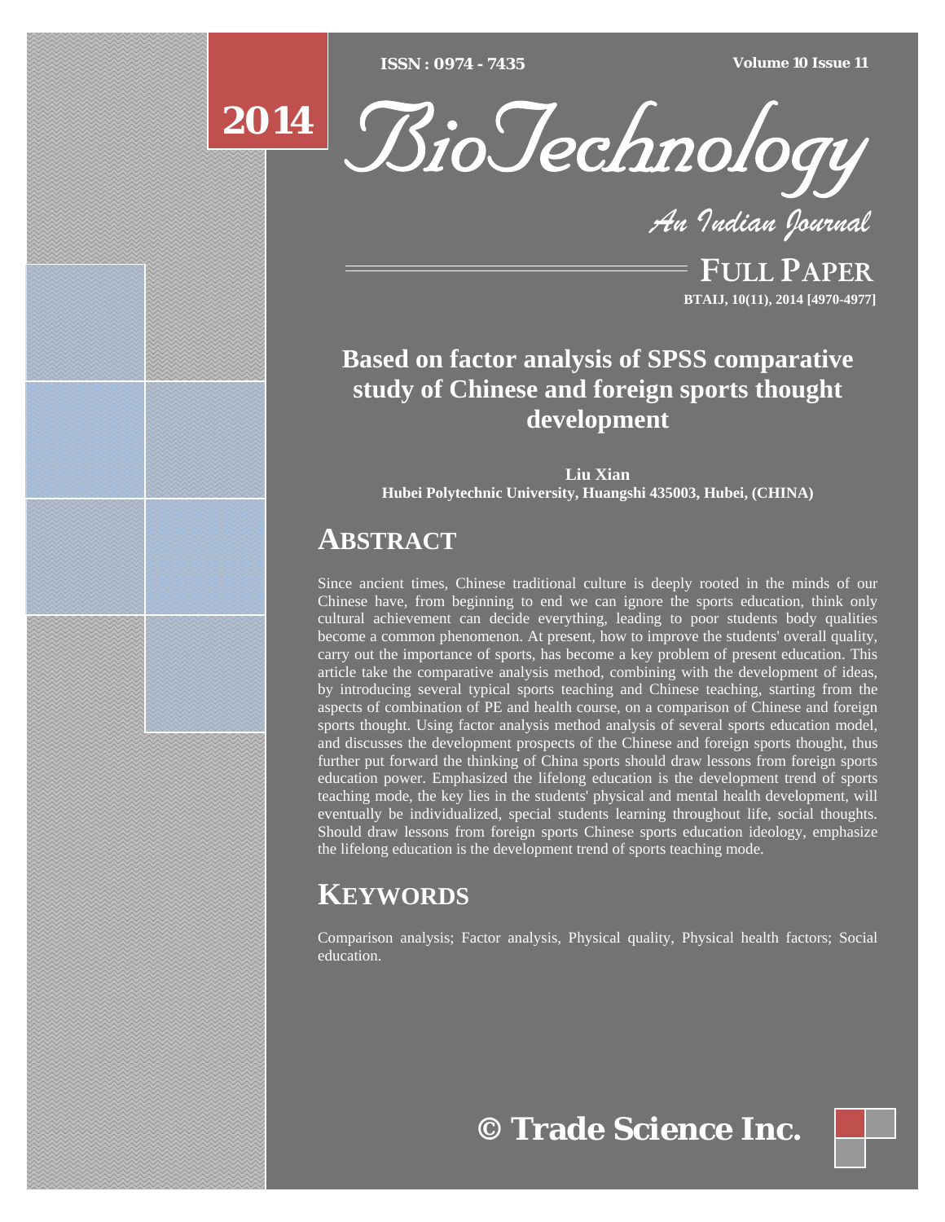# Based on factor analysis of SPSS comparative study of Chinese and foreign sports thought development

**Liu Xian**
**Hubei Polytechnic University, Huangshi 435003, Hubei, (CHINA)**

## ABSTRACT

Since ancient times, Chinese traditional culture is deeply rooted in the minds of our Chinese have, from beginning to end we can ignore the sports education, think only cultural achievement can decide everything, leading to poor students body qualities become a common phenomenon. At present, how to improve the students' overall quality, carry out the importance of sports, has become a key problem of present education. This article take the comparative analysis method, combining with the development of ideas, by introducing several typical sports teaching and Chinese teaching, starting from the aspects of combination of PE and health course, on a comparison of Chinese and foreign sports thought. Using factor analysis method analysis of several sports education model, and discusses the development prospects of the Chinese and foreign sports thought, thus further put forward the thinking of China sports should draw lessons from foreign sports education power. Emphasized the lifelong education is the development trend of sports teaching mode, the key lies in the students' physical and mental health development, will eventually be individualized, special students learning throughout life, social thoughts. Should draw lessons from foreign sports Chinese sports education ideology, emphasize the lifelong education is the development trend of sports teaching mode.

## KEYWORDS

Comparison analysis; Factor analysis, Physical quality, Physical health factors; Social education.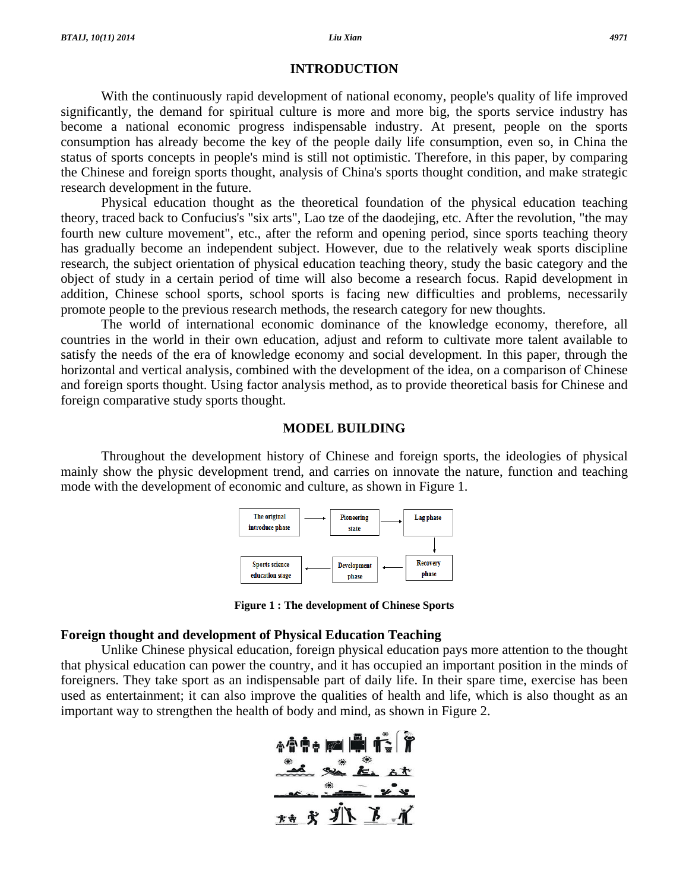## INTRODUCTION

With the continuously rapid development of national economy, people's quality of life improved significantly, the demand for spiritual culture is more and more big, the sports service industry has become a national economic progress indispensable industry. At present, people on the sports consumption has already become the key of the people daily life consumption, even so, in China the status of sports concepts in people's mind is still not optimistic. Therefore, in this paper, by comparing the Chinese and foreign sports thought, analysis of China's sports thought condition, and make strategic research development in the future.

Physical education thought as the theoretical foundation of the physical education teaching theory, traced back to Confucius's "six arts", Lao tze of the daodejing, etc. After the revolution, "the may fourth new culture movement", etc., after the reform and opening period, since sports teaching theory has gradually become an independent subject. However, due to the relatively weak sports discipline research, the subject orientation of physical education teaching theory, study the basic category and the object of study in a certain period of time will also become a research focus. Rapid development in addition, Chinese school sports, school sports is facing new difficulties and problems, necessarily promote people to the previous research methods, the research category for new thoughts.

The world of international economic dominance of the knowledge economy, therefore, all countries in the world in their own education, adjust and reform to cultivate more talent available to satisfy the needs of the era of knowledge economy and social development. In this paper, through the horizontal and vertical analysis, combined with the development of the idea, on a comparison of Chinese and foreign sports thought. Using factor analysis method, as to provide theoretical basis for Chinese and foreign comparative study sports thought.

## MODEL BUILDING

Throughout the development history of Chinese and foreign sports, the ideologies of physical mainly show the physic development trend, and carries on innovate the nature, function and teaching mode with the development of economic and culture, as shown in Figure 1.

The original introduce phase → Pioneering state → Lag phase → Recovery phase → Development phase → Sports science education stage

**Figure 1 : The development of Chinese Sports**

### Foreign thought and development of Physical Education Teaching

Unlike Chinese physical education, foreign physical education pays more attention to the thought that physical education can power the country, and it has occupied an important position in the minds of foreigners. They take sport as an indispensable part of daily life. In their spare time, exercise has been used as entertainment; it can also improve the qualities of health and life, which is also thought as an important way to strengthen the health of body and mind, as shown in Figure 2.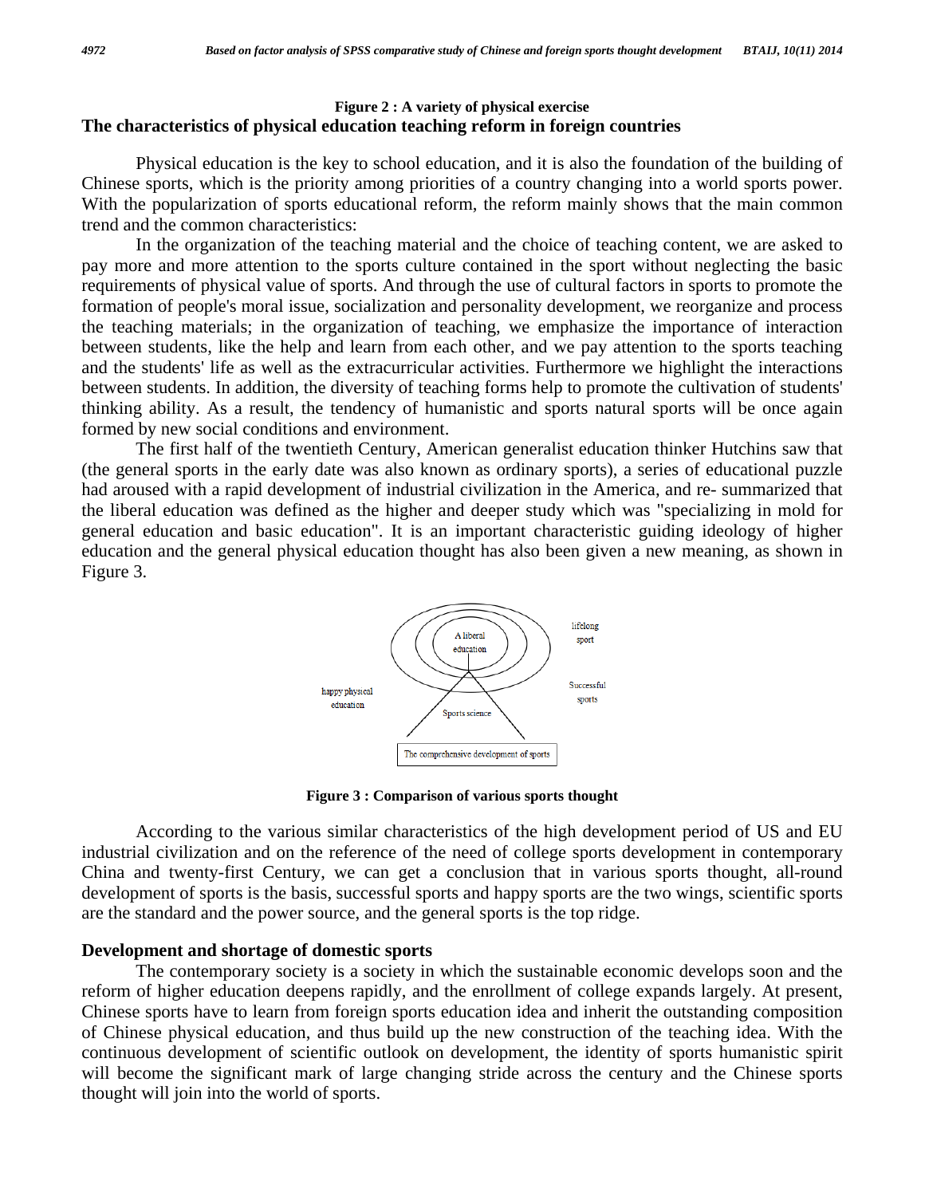**Figure 2 : A variety of physical exercise**

## The characteristics of physical education teaching reform in foreign countries

Physical education is the key to school education, and it is also the foundation of the building of Chinese sports, which is the priority among priorities of a country changing into a world sports power. With the popularization of sports educational reform, the reform mainly shows that the main common trend and the common characteristics:

In the organization of the teaching material and the choice of teaching content, we are asked to pay more and more attention to the sports culture contained in the sport without neglecting the basic requirements of physical value of sports. And through the use of cultural factors in sports to promote the formation of people's moral issue, socialization and personality development, we reorganize and process the teaching materials; in the organization of teaching, we emphasize the importance of interaction between students, like the help and learn from each other, and we pay attention to the sports teaching and the students' life as well as the extracurricular activities. Furthermore we highlight the interactions between students. In addition, the diversity of teaching forms help to promote the cultivation of students' thinking ability. As a result, the tendency of humanistic and sports natural sports will be once again formed by new social conditions and environment.

The first half of the twentieth Century, American generalist education thinker Hutchins saw that (the general sports in the early date was also known as ordinary sports), a series of educational puzzle had aroused with a rapid development of industrial civilization in the America, and re- summarized that the liberal education was defined as the higher and deeper study which was "specializing in mold for general education and basic education". It is an important characteristic guiding ideology of higher education and the general physical education thought has also been given a new meaning, as shown in Figure 3.

**Figure 3 : Comparison of various sports thought**

According to the various similar characteristics of the high development period of US and EU industrial civilization and on the reference of the need of college sports development in contemporary China and twenty-first Century, we can get a conclusion that in various sports thought, all-round development of sports is the basis, successful sports and happy sports are the two wings, scientific sports are the standard and the power source, and the general sports is the top ridge.

## Development and shortage of domestic sports

The contemporary society is a society in which the sustainable economic develops soon and the reform of higher education deepens rapidly, and the enrollment of college expands largely. At present, Chinese sports have to learn from foreign sports education idea and inherit the outstanding composition of Chinese physical education, and thus build up the new construction of the teaching idea. With the continuous development of scientific outlook on development, the identity of sports humanistic spirit will become the significant mark of large changing stride across the century and the Chinese sports thought will join into the world of sports.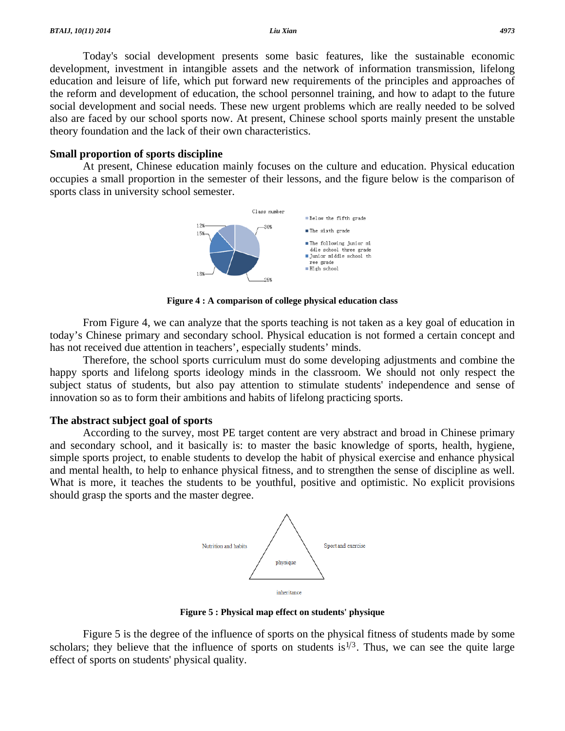Today's social development presents some basic features, like the sustainable economic development, investment in intangible assets and the network of information transmission, lifelong education and leisure of life, which put forward new requirements of the principles and approaches of the reform and development of education, the school personnel training, and how to adapt to the future social development and social needs. These new urgent problems which are really needed to be solved also are faced by our school sports now. At present, Chinese school sports mainly present the unstable theory foundation and the lack of their own characteristics.

## Small proportion of sports discipline

At present, Chinese education mainly focuses on the culture and education. Physical education occupies a small proportion in the semester of their lessons, and the figure below is the comparison of sports class in university school semester.

**Figure 4 : A comparison of college physical education class**

From Figure 4, we can analyze that the sports teaching is not taken as a key goal of education in today's Chinese primary and secondary school. Physical education is not formed a certain concept and has not received due attention in teachers', especially students' minds.

Therefore, the school sports curriculum must do some developing adjustments and combine the happy sports and lifelong sports ideology minds in the classroom. We should not only respect the subject status of students, but also pay attention to stimulate students' independence and sense of innovation so as to form their ambitions and habits of lifelong practicing sports.

## The abstract subject goal of sports

According to the survey, most PE target content are very abstract and broad in Chinese primary and secondary school, and it basically is: to master the basic knowledge of sports, health, hygiene, simple sports project, to enable students to develop the habit of physical exercise and enhance physical and mental health, to help to enhance physical fitness, and to strengthen the sense of discipline as well. What is more, it teaches the students to be youthful, positive and optimistic. No explicit provisions should grasp the sports and the master degree.

**Figure 5 : Physical map effect on students' physique**

Figure 5 is the degree of the influence of sports on the physical fitness of students made by some scholars; they believe that the influence of sports on students is $^{1/3}$. Thus, we can see the quite large effect of sports on students' physical quality.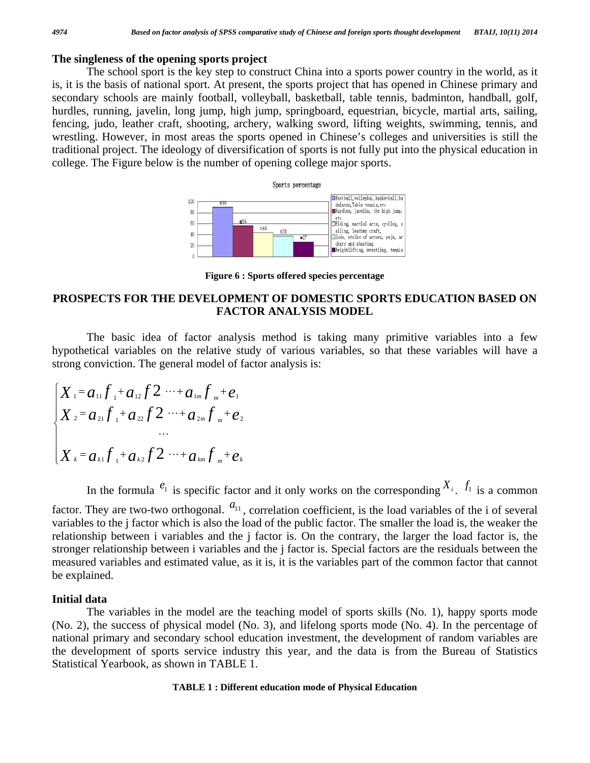### The singleness of the opening sports project

The school sport is the key step to construct China into a sports power country in the world, as it is, it is the basis of national sport. At present, the sports project that has opened in Chinese primary and secondary schools are mainly football, volleyball, basketball, table tennis, badminton, handball, golf, hurdles, running, javelin, long jump, high jump, springboard, equestrian, bicycle, martial arts, sailing, fencing, judo, leather craft, shooting, archery, walking sword, lifting weights, swimming, tennis, and wrestling. However, in most areas the sports opened in Chinese's colleges and universities is still the traditional project. The ideology of diversification of sports is not fully put into the physical education in college. The Figure below is the number of opening college major sports.

Sports percentage

| Category | Value |
| --- | --- |
| football, volleybal, basketball, badminton, Table tennis, etc | 90 |
| Hurdles, javelin, the high jump, etc | 56 |
| Riding, martial arts, cycling, sailing, leather craft, | 44 |
| Judo, strike of arrows, peja, archery and shooting | 38 |
| Weightlifting, wrestling, tennis | 27 |

**Figure 6 : Sports offered species percentage**

## PROSPECTS FOR THE DEVELOPMENT OF DOMESTIC SPORTS EDUCATION BASED ON FACTOR ANALYSIS MODEL

The basic idea of factor analysis method is taking many primitive variables into a few hypothetical variables on the relative study of various variables, so that these variables will have a strong conviction. The general model of factor analysis is:

$$\begin{cases} X_1 = a_{11} f_1 + a_{12} f2 \cdots + a_{1m} f_m + e_1 \\ X_2 = a_{21} f_1 + a_{22} f2 \cdots + a_{2m} f_m + e_2 \\ \cdots \\ X_k = a_{k1} f_1 + a_{k2} f2 \cdots + a_{km} f_m + e_k \end{cases}$$

In the formula $e_1$ is specific factor and it only works on the corresponding $X_i$. $f_1$ is a common factor. They are two-two orthogonal. $a_{11}$, correlation coefficient, is the load variables of the i of several variables to the j factor which is also the load of the public factor. The smaller the load is, the weaker the relationship between i variables and the j factor is. On the contrary, the larger the load factor is, the stronger relationship between i variables and the j factor is. Special factors are the residuals between the measured variables and estimated value, as it is, it is the variables part of the common factor that cannot be explained.

### Initial data

The variables in the model are the teaching model of sports skills (No. 1), happy sports mode (No. 2), the success of physical model (No. 3), and lifelong sports mode (No. 4). In the percentage of national primary and secondary school education investment, the development of random variables are the development of sports service industry this year, and the data is from the Bureau of Statistics Statistical Yearbook, as shown in TABLE 1.

**TABLE 1 : Different education mode of Physical Education**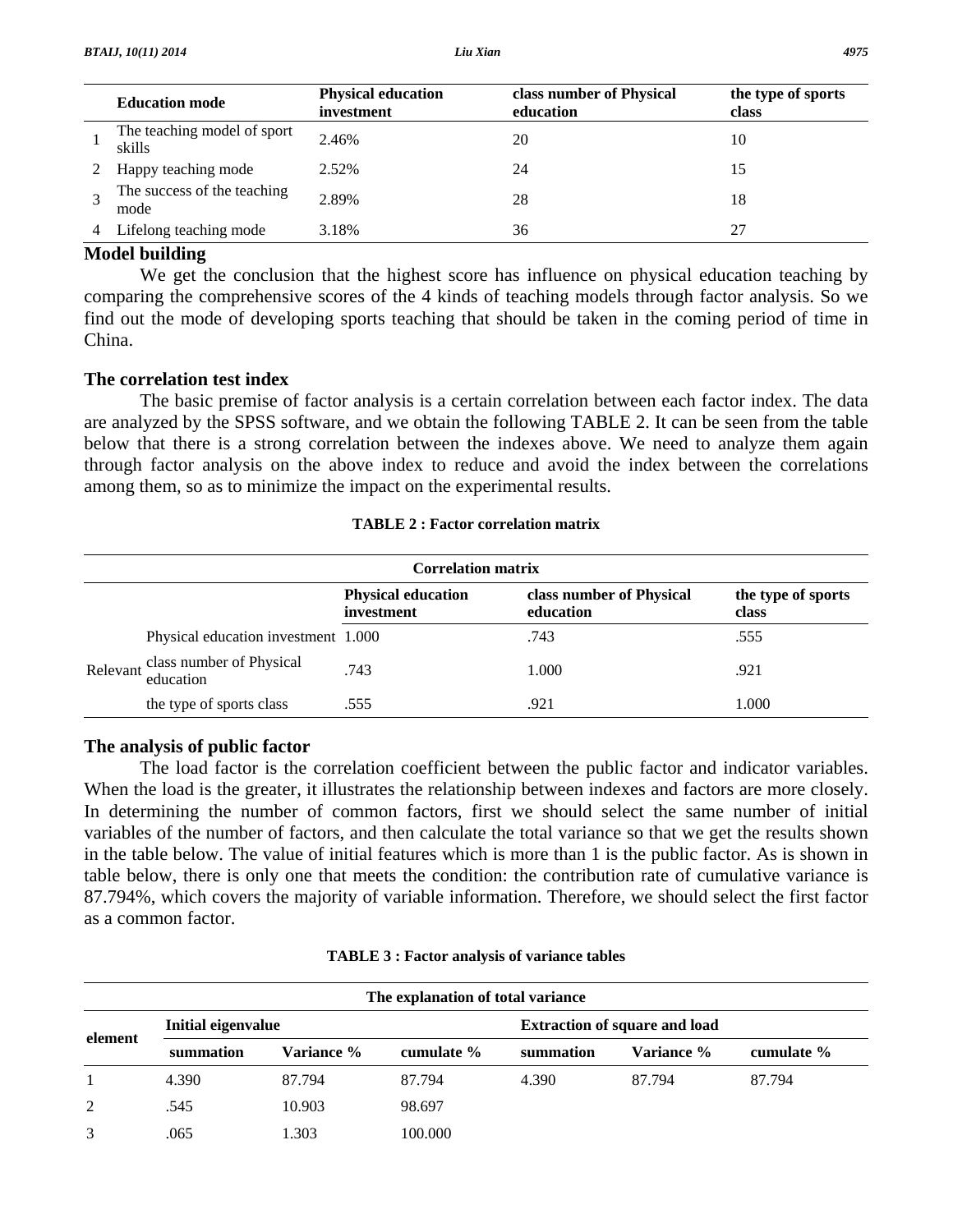| | Education mode | Physical education investment | class number of Physical education | the type of sports class |
|---|---|---|---|---|
| 1 | The teaching model of sport skills | 2.46% | 20 | 10 |
| 2 | Happy teaching mode | 2.52% | 24 | 15 |
| 3 | The success of the teaching mode | 2.89% | 28 | 18 |
| 4 | Lifelong teaching mode | 3.18% | 36 | 27 |

## Model building

We get the conclusion that the highest score has influence on physical education teaching by comparing the comprehensive scores of the 4 kinds of teaching models through factor analysis. So we find out the mode of developing sports teaching that should be taken in the coming period of time in China.

## The correlation test index

The basic premise of factor analysis is a certain correlation between each factor index. The data are analyzed by the SPSS software, and we obtain the following TABLE 2. It can be seen from the table below that there is a strong correlation between the indexes above. We need to analyze them again through factor analysis on the above index to reduce and avoid the index between the correlations among them, so as to minimize the impact on the experimental results.

**TABLE 2 : Factor correlation matrix**

| Correlation matrix | | | | |
|---|---|---|---|---|
| | | Physical education investment | class number of Physical education | the type of sports class |
| Relevant | Physical education investment | 1.000 | .743 | .555 |
| | class number of Physical education | .743 | 1.000 | .921 |
| | the type of sports class | .555 | .921 | 1.000 |

## The analysis of public factor

The load factor is the correlation coefficient between the public factor and indicator variables. When the load is the greater, it illustrates the relationship between indexes and factors are more closely. In determining the number of common factors, first we should select the same number of initial variables of the number of factors, and then calculate the total variance so that we get the results shown in the table below. The value of initial features which is more than 1 is the public factor. As is shown in table below, there is only one that meets the condition: the contribution rate of cumulative variance is 87.794%, which covers the majority of variable information. Therefore, we should select the first factor as a common factor.

**TABLE 3 : Factor analysis of variance tables**

| The explanation of total variance | | | | | | |
|---|---|---|---|---|---|---|
| element | Initial eigenvalue | | | Extraction of square and load | | |
| | summation | Variance % | cumulate % | summation | Variance % | cumulate % |
| 1 | 4.390 | 87.794 | 87.794 | 4.390 | 87.794 | 87.794 |
| 2 | .545 | 10.903 | 98.697 | | | |
| 3 | .065 | 1.303 | 100.000 | | | |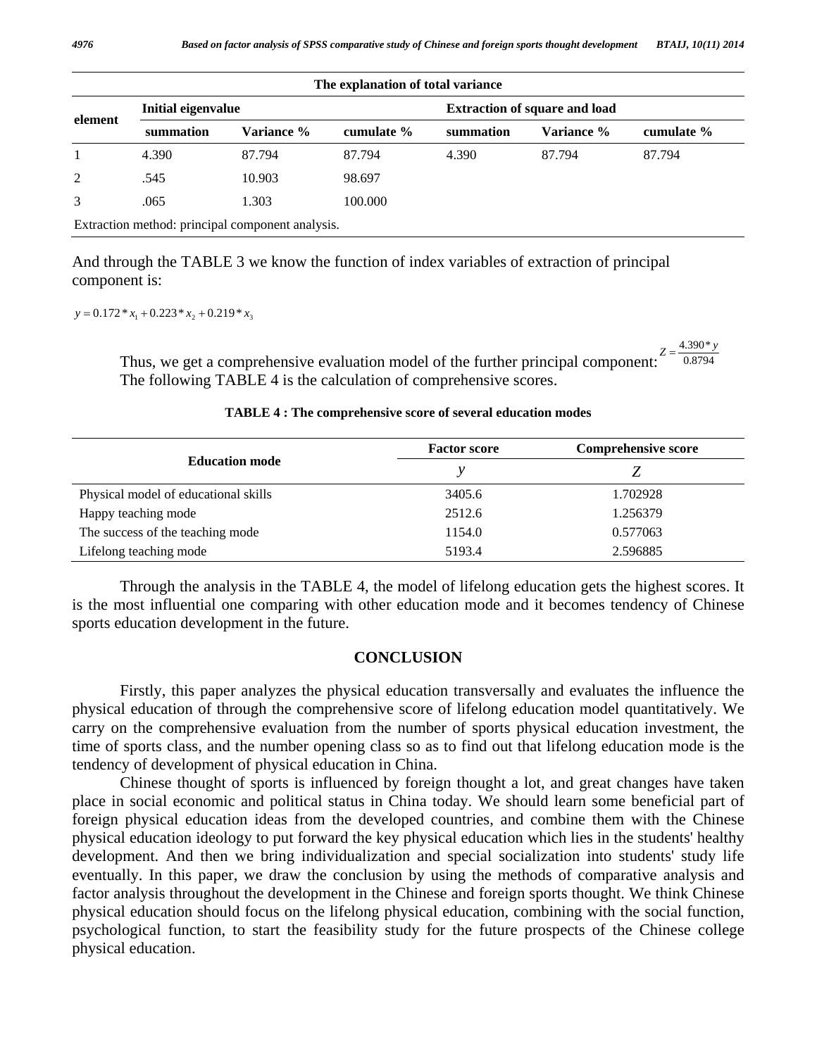| The explanation of total variance | | | | | | |
|---|---|---|---|---|---|---|
| element | Initial eigenvalue | | | Extraction of square and load | | |
| | summation | Variance % | cumulate % | summation | Variance % | cumulate % |
| 1 | 4.390 | 87.794 | 87.794 | 4.390 | 87.794 | 87.794 |
| 2 | .545 | 10.903 | 98.697 | | | |
| 3 | .065 | 1.303 | 100.000 | | | |
| Extraction method: principal component analysis. | | | | | | |

And through the TABLE 3 we know the function of index variables of extraction of principal component is:

$$y = 0.172 * x_1 + 0.223 * x_2 + 0.219 * x_3$$

Thus, we get a comprehensive evaluation model of the further principal component: $Z = \frac{4.390 * y}{0.8794}$ The following TABLE 4 is the calculation of comprehensive scores.

**TABLE 4 : The comprehensive score of several education modes**

| Education mode | Factor score | Comprehensive score |
|---|---|---|
| | $y$ | $Z$ |
| Physical model of educational skills | 3405.6 | 1.702928 |
| Happy teaching mode | 2512.6 | 1.256379 |
| The success of the teaching mode | 1154.0 | 0.577063 |
| Lifelong teaching mode | 5193.4 | 2.596885 |

Through the analysis in the TABLE 4, the model of lifelong education gets the highest scores. It is the most influential one comparing with other education mode and it becomes tendency of Chinese sports education development in the future.

## CONCLUSION

Firstly, this paper analyzes the physical education transversally and evaluates the influence the physical education of through the comprehensive score of lifelong education model quantitatively. We carry on the comprehensive evaluation from the number of sports physical education investment, the time of sports class, and the number opening class so as to find out that lifelong education mode is the tendency of development of physical education in China.

Chinese thought of sports is influenced by foreign thought a lot, and great changes have taken place in social economic and political status in China today. We should learn some beneficial part of foreign physical education ideas from the developed countries, and combine them with the Chinese physical education ideology to put forward the key physical education which lies in the students' healthy development. And then we bring individualization and special socialization into students' study life eventually. In this paper, we draw the conclusion by using the methods of comparative analysis and factor analysis throughout the development in the Chinese and foreign sports thought. We think Chinese physical education should focus on the lifelong physical education, combining with the social function, psychological function, to start the feasibility study for the future prospects of the Chinese college physical education.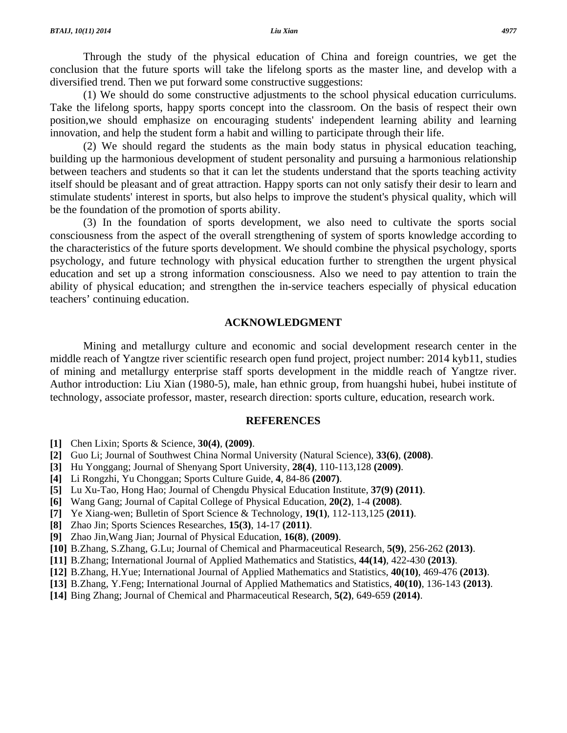Through the study of the physical education of China and foreign countries, we get the conclusion that the future sports will take the lifelong sports as the master line, and develop with a diversified trend. Then we put forward some constructive suggestions:

(1) We should do some constructive adjustments to the school physical education curriculums. Take the lifelong sports, happy sports concept into the classroom. On the basis of respect their own position,we should emphasize on encouraging students' independent learning ability and learning innovation, and help the student form a habit and willing to participate through their life.

(2) We should regard the students as the main body status in physical education teaching, building up the harmonious development of student personality and pursuing a harmonious relationship between teachers and students so that it can let the students understand that the sports teaching activity itself should be pleasant and of great attraction. Happy sports can not only satisfy their desir to learn and stimulate students' interest in sports, but also helps to improve the student's physical quality, which will be the foundation of the promotion of sports ability.

(3) In the foundation of sports development, we also need to cultivate the sports social consciousness from the aspect of the overall strengthening of system of sports knowledge according to the characteristics of the future sports development. We should combine the physical psychology, sports psychology, and future technology with physical education further to strengthen the urgent physical education and set up a strong information consciousness. Also we need to pay attention to train the ability of physical education; and strengthen the in-service teachers especially of physical education teachers' continuing education.

## ACKNOWLEDGMENT

Mining and metallurgy culture and economic and social development research center in the middle reach of Yangtze river scientific research open fund project, project number: 2014 kyb11, studies of mining and metallurgy enterprise staff sports development in the middle reach of Yangtze river. Author introduction: Liu Xian (1980-5), male, han ethnic group, from huangshi hubei, hubei institute of technology, associate professor, master, research direction: sports culture, education, research work.

## REFERENCES

**[1]** Chen Lixin; Sports & Science, **30(4)**, **(2009)**.

**[2]** Guo Li; Journal of Southwest China Normal University (Natural Science), **33(6)**, **(2008)**.

**[3]** Hu Yonggang; Journal of Shenyang Sport University, **28(4)**, 110-113,128 **(2009)**.

**[4]** Li Rongzhi, Yu Chonggan; Sports Culture Guide, **4**, 84-86 **(2007)**.

**[5]** Lu Xu-Tao, Hong Hao; Journal of Chengdu Physical Education Institute, **37(9) (2011)**.

**[6]** Wang Gang; Journal of Capital College of Physical Education, **20(2)**, 1-4 **(2008)**.

**[7]** Ye Xiang-wen; Bulletin of Sport Science & Technology, **19(1)**, 112-113,125 **(2011)**.

**[8]** Zhao Jin; Sports Sciences Researches, **15(3)**, 14-17 **(2011)**.

**[9]** Zhao Jin,Wang Jian; Journal of Physical Education, **16(8)**, **(2009)**.

**[10]** B.Zhang, S.Zhang, G.Lu; Journal of Chemical and Pharmaceutical Research, **5(9)**, 256-262 **(2013)**.

**[11]** B.Zhang; International Journal of Applied Mathematics and Statistics, **44(14)**, 422-430 **(2013)**.

**[12]** B.Zhang, H.Yue; International Journal of Applied Mathematics and Statistics, **40(10)**, 469-476 **(2013)**.

**[13]** B.Zhang, Y.Feng; International Journal of Applied Mathematics and Statistics, **40(10)**, 136-143 **(2013)**.

**[14]** Bing Zhang; Journal of Chemical and Pharmaceutical Research, **5(2)**, 649-659 **(2014)**.